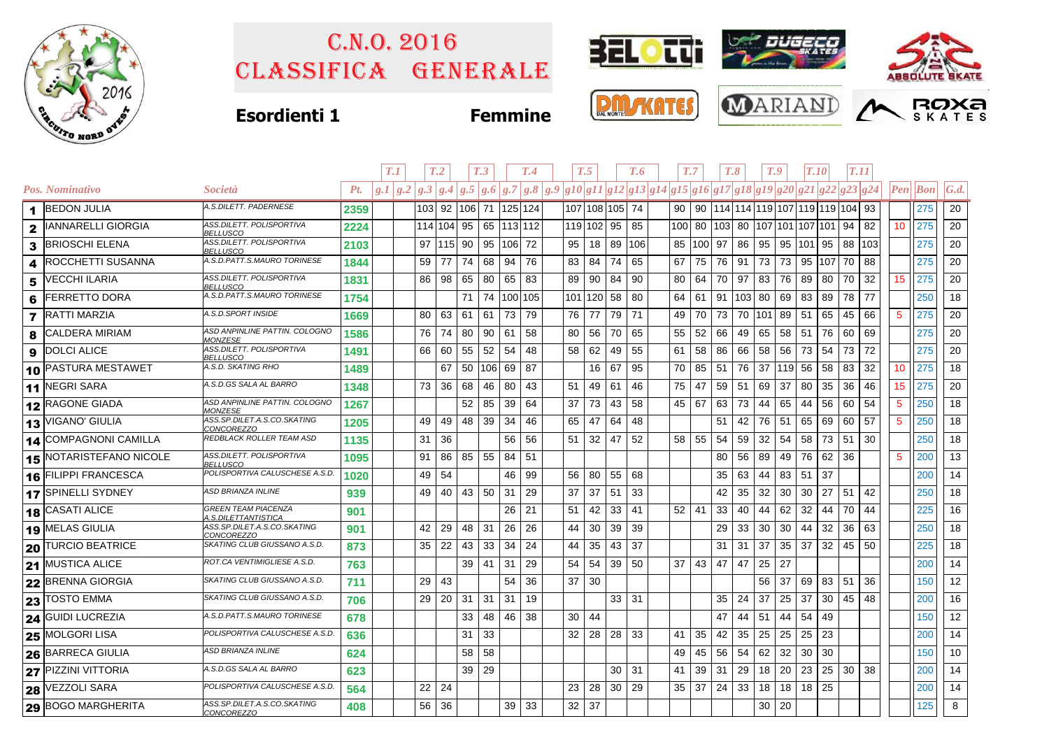# C.N.O. 2016
# Classifica Generale

**Esordienti 1** **Femmine**

| Pos. | Nominativo | Società | Pt. | T.1 | | T.2 | | T.3 | | T.4 | | | T.5 | | T.6 | | | T.7 | | T.8 | | T.9 | | T.10 | | T.11 | | Pen | Bon | G.d. |
|---|---|---|---|---|---|---|---|---|---|---|---|---|---|---|---|---|---|---|---|---|---|---|---|---|---|---|---|---|---|---|
| | | | | g.1 | g.2 | g.3 | g.4 | g.5 | g.6 | g.7 | g.8 | g.9 | g10 | g11 | g12 | g13 | g14 | g15 | g16 | g17 | g18 | g19 | g20 | g21 | g22 | g23 | g24 | | | |
| 1 | BEDON JULIA | A.S.DILETT. PADERNESE | 2359 | | | 103 | 92 | 106 | 71 | 125 | 124 | | 107 | 108 | 105 | 74 | | 90 | 90 | 114 | 114 | 119 | 107 | 119 | 119 | 104 | 93 | | 275 | 20 |
| 2 | IANNARELLI GIORGIA | ASS.DILETT. POLISPORTIVA BELLUSCO | 2224 | | | 114 | 104 | 95 | 65 | 113 | 112 | | 119 | 102 | 95 | 85 | | 100 | 80 | 103 | 80 | 107 | 101 | 107 | 101 | 94 | 82 | 10 | 275 | 20 |
| 3 | BRIOSCHI ELENA | ASS.DILETT. POLISPORTIVA BELLUSCO | 2103 | | | 97 | 115 | 90 | 95 | 106 | 72 | | 95 | 18 | 89 | 106 | | 85 | 100 | 97 | 86 | 95 | 95 | 101 | 95 | 88 | 103 | | 275 | 20 |
| 4 | ROCCHETTI SUSANNA | A.S.D.PATT.S.MAURO TORINESE | 1844 | | | 59 | 77 | 74 | 68 | 94 | 76 | | 83 | 84 | 74 | 65 | | 67 | 75 | 76 | 91 | 73 | 73 | 95 | 107 | 70 | 88 | | 275 | 20 |
| 5 | VECCHI ILARIA | ASS.DILETT. POLISPORTIVA BELLUSCO | 1831 | | | 86 | 98 | 65 | 80 | 65 | 83 | | 89 | 90 | 84 | 90 | | 80 | 64 | 70 | 97 | 83 | 76 | 89 | 80 | 70 | 32 | 15 | 275 | 20 |
| 6 | FERRETTO DORA | A.S.D.PATT.S.MAURO TORINESE | 1754 | | | | | 71 | 74 | 100 | 105 | | 101 | 120 | 58 | 80 | | 64 | 61 | 91 | 103 | 80 | 69 | 83 | 89 | 78 | 77 | | 250 | 18 |
| 7 | RATTI MARZIA | A.S.D.SPORT INSIDE | 1669 | | | 80 | 63 | 61 | 61 | 73 | 79 | | 76 | 77 | 79 | 71 | | 49 | 70 | 73 | 70 | 101 | 89 | 51 | 65 | 45 | 66 | 5 | 275 | 20 |
| 8 | CALDERA MIRIAM | ASD ANPINLINE PATTIN. COLOGNO MONZESE | 1586 | | | 76 | 74 | 80 | 90 | 61 | 58 | | 80 | 56 | 70 | 65 | | 55 | 52 | 66 | 49 | 65 | 58 | 51 | 76 | 60 | 69 | | 275 | 20 |
| 9 | DOLCI ALICE | ASS.DILETT. POLISPORTIVA BELLUSCO | 1491 | | | 66 | 60 | 55 | 52 | 54 | 48 | | 58 | 62 | 49 | 55 | | 61 | 58 | 86 | 66 | 58 | 56 | 73 | 54 | 73 | 72 | | 275 | 20 |
| 10 | PASTURA MESTAWET | A.S.D. SKATING RHO | 1489 | | | | 67 | 50 | 106 | 69 | 87 | | | 16 | 67 | 95 | | 70 | 85 | 51 | 76 | 37 | 119 | 56 | 58 | 83 | 32 | 10 | 275 | 18 |
| 11 | NEGRI SARA | A.S.D.GS SALA AL BARRO | 1348 | | | 73 | 36 | 68 | 46 | 80 | 43 | | 51 | 49 | 61 | 46 | | 75 | 47 | 59 | 51 | 69 | 37 | 80 | 35 | 36 | 46 | 15 | 275 | 20 |
| 12 | RAGONE GIADA | ASD ANPINLINE PATTIN. COLOGNO MONZESE | 1267 | | | | | 52 | 85 | 39 | 64 | | 37 | 73 | 43 | 58 | | 45 | 67 | 63 | 73 | 44 | 65 | 44 | 56 | 60 | 54 | 5 | 250 | 18 |
| 13 | VIGANO' GIULIA | ASS.SP.DILET.A.S.CO.SKATING CONCOREZZO | 1205 | | | 49 | 49 | 48 | 39 | 34 | 46 | | 65 | 47 | 64 | 48 | | | | 51 | 42 | 76 | 51 | 65 | 69 | 60 | 57 | 5 | 250 | 18 |
| 14 | COMPAGNONI CAMILLA | REDBLACK ROLLER TEAM ASD | 1135 | | | 31 | 36 | | | 56 | 56 | | 51 | 32 | 47 | 52 | | 58 | 55 | 54 | 59 | 32 | 54 | 58 | 73 | 51 | 30 | | 250 | 18 |
| 15 | NOTARISTEFANO NICOLE | ASS.DILETT. POLISPORTIVA BELLUSCO | 1095 | | | 91 | 86 | 85 | 55 | 84 | 51 | | | | | | | | | 80 | 56 | 89 | 49 | 76 | 62 | 36 | | 5 | 200 | 13 |
| 16 | FILIPPI FRANCESCA | POLISPORTIVA CALUSCHESE A.S.D. | 1020 | | | 49 | 54 | | | 46 | 99 | | 56 | 80 | 55 | 68 | | | | 35 | 63 | 44 | 83 | 51 | 37 | | | | 200 | 14 |
| 17 | SPINELLI SYDNEY | ASD BRIANZA INLINE | 939 | | | 49 | 40 | 43 | 50 | 31 | 29 | | 37 | 37 | 51 | 33 | | | | 42 | 35 | 32 | 30 | 30 | 27 | 51 | 42 | | 250 | 18 |
| 18 | CASATI ALICE | GREEN TEAM PIACENZA A.S.DILETTANTISTICA | 901 | | | | | | | 26 | 21 | | 51 | 42 | 33 | 41 | | 52 | 41 | 33 | 40 | 44 | 62 | 32 | 44 | 70 | 44 | | 225 | 16 |
| 19 | MELAS GIULIA | ASS.SP.DILET.A.S.CO.SKATING CONCOREZZO | 901 | | | 42 | 29 | 48 | 31 | 26 | 26 | | 44 | 30 | 39 | 39 | | | | 29 | 33 | 30 | 30 | 44 | 32 | 36 | 63 | | 250 | 18 |
| 20 | TURCIO BEATRICE | SKATING CLUB GIUSSANO A.S.D. | 873 | | | 35 | 22 | 43 | 33 | 34 | 24 | | 44 | 35 | 43 | 37 | | | | 31 | 31 | 37 | 35 | 37 | 32 | 45 | 50 | | 225 | 18 |
| 21 | MUSTICA ALICE | ROT.CA VENTIMIGLIESE A.S.D. | 763 | | | | | 39 | 41 | 31 | 29 | | 54 | 54 | 39 | 50 | | 37 | 43 | 47 | 47 | 25 | 27 | | | | | | 200 | 14 |
| 22 | BRENNA GIORGIA | SKATING CLUB GIUSSANO A.S.D. | 711 | | | 29 | 43 | | | 54 | 36 | | 37 | 30 | | | | | | | | 56 | 37 | 69 | 83 | 51 | 36 | | 150 | 12 |
| 23 | TOSTO EMMA | SKATING CLUB GIUSSANO A.S.D. | 706 | | | 29 | 20 | 31 | 31 | 31 | 19 | | | | 33 | 31 | | | | 35 | 24 | 37 | 25 | 37 | 30 | 45 | 48 | | 200 | 16 |
| 24 | GUIDI LUCREZIA | A.S.D.PATT.S.MAURO TORINESE | 678 | | | | | 33 | 48 | 46 | 38 | | 30 | 44 | | | | | | 47 | 44 | 51 | 44 | 54 | 49 | | | | 150 | 12 |
| 25 | MOLGORI LISA | POLISPORTIVA CALUSCHESE A.S.D. | 636 | | | | | 31 | 33 | | | | 32 | 28 | 28 | 33 | | 41 | 35 | 42 | 35 | 25 | 25 | 25 | 23 | | | | 200 | 14 |
| 26 | BARRECA GIULIA | ASD BRIANZA INLINE | 624 | | | | | 58 | 58 | | | | | | | | | 49 | 45 | 56 | 54 | 62 | 32 | 30 | 30 | | | | 150 | 10 |
| 27 | PIZZINI VITTORIA | A.S.D.GS SALA AL BARRO | 623 | | | | | 39 | 29 | | | | | | 30 | 31 | | 41 | 39 | 31 | 29 | 18 | 20 | 23 | 25 | 30 | 38 | | 200 | 14 |
| 28 | VEZZOLI SARA | POLISPORTIVA CALUSCHESE A.S.D. | 564 | | | 22 | 24 | | | | | | 23 | 28 | 30 | 29 | | 35 | 37 | 24 | 33 | 18 | 18 | 18 | 25 | | | | 200 | 14 |
| 29 | BOGO MARGHERITA | ASS.SP.DILET.A.S.CO.SKATING CONCOREZZO | 408 | | | 56 | 36 | | | 39 | 33 | | 32 | 37 | | | | | | | | 30 | 20 | | | | | | 125 | 8 |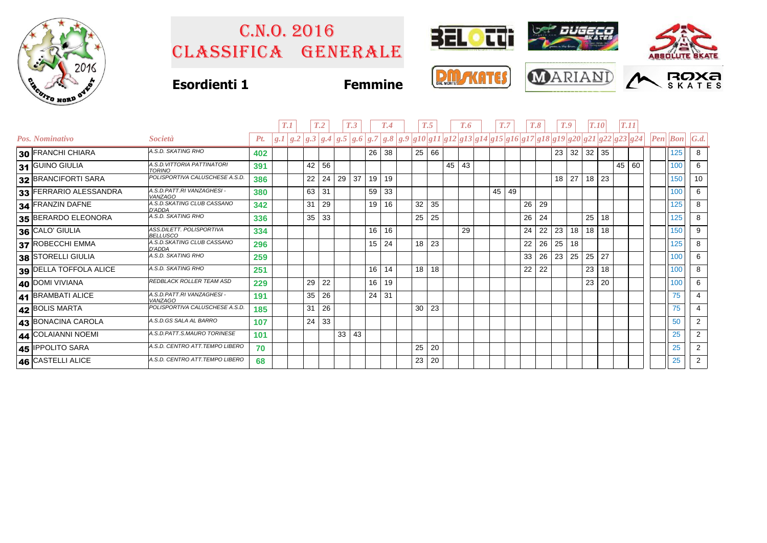| | | | | T.1 | | T.2 | | T.3 | | T.4 | | | T.5 | | T.6 | | | T.7 | | T.8 | | T.9 | | T.10 | | T.11 | | | | |
|---|---|---|---|---|---|---|---|---|---|---|---|---|---|---|---|---|---|---|---|---|---|---|---|---|---|---|---|---|---|---|
| Pos. | Nominativo | Società | Pt. | g.1 | g.2 | g.3 | g.4 | g.5 | g.6 | g.7 | g.8 | g.9 | g10 | g11 | g12 | g13 | g14 | g15 | g16 | g17 | g18 | g19 | g20 | g21 | g22 | g23 | g24 | Pen | Bon | G.d. |
| 30 | FRANCHI CHIARA | A.S.D. SKATING RHO | 402 | | | | | | | 26 | 38 | | 25 | 66 | | | | | | | | 23 | 32 | 32 | 35 | | | | 125 | 8 |
| 31 | GUINO GIULIA | A.S.D.VITTORIA PATTINATORI TORINO | 391 | | | 42 | 56 | | | | | | | | 45 | 43 | | | | | | | | | | 45 | 60 | | 100 | 6 |
| 32 | BRANCIFORTI SARA | POLISPORTIVA CALUSCHESE A.S.D. | 386 | | | 22 | 24 | 29 | 37 | 19 | 19 | | | | | | | | | | | 18 | 27 | 18 | 23 | | | | 150 | 10 |
| 33 | FERRARIO ALESSANDRA | A.S.D.PATT.RI VANZAGHESI - VANZAGO | 380 | | | 63 | 31 | | | 59 | 33 | | | | | | | 45 | 49 | | | | | | | | | | 100 | 6 |
| 34 | FRANZIN DAFNE | A.S.D.SKATING CLUB CASSANO D'ADDA | 342 | | | 31 | 29 | | | 19 | 16 | | 32 | 35 | | | | | | 26 | 29 | | | | | | | | 125 | 8 |
| 35 | BERARDO ELEONORA | A.S.D. SKATING RHO | 336 | | | 35 | 33 | | | | | | 25 | 25 | | | | | | 26 | 24 | | | 25 | 18 | | | | 125 | 8 |
| 36 | CALO' GIULIA | ASS.DILETT. POLISPORTIVA BELLUSCO | 334 | | | | | | | 16 | 16 | | | | | 29 | | | | 24 | 22 | 23 | 18 | 18 | 18 | | | | 150 | 9 |
| 37 | ROBECCHI EMMA | A.S.D.SKATING CLUB CASSANO D'ADDA | 296 | | | | | | | 15 | 24 | | 18 | 23 | | | | | | 22 | 26 | 25 | 18 | | | | | | 125 | 8 |
| 38 | STORELLI GIULIA | A.S.D. SKATING RHO | 259 | | | | | | | | | | | | | | | | | 33 | 26 | 23 | 25 | 25 | 27 | | | | 100 | 6 |
| 39 | DELLA TOFFOLA ALICE | A.S.D. SKATING RHO | 251 | | | | | | | 16 | 14 | | 18 | 18 | | | | | | 22 | 22 | | | 23 | 18 | | | | 100 | 8 |
| 40 | DOMI VIVIANA | REDBLACK ROLLER TEAM ASD | 229 | | | 29 | 22 | | | 16 | 19 | | | | | | | | | | | | | 23 | 20 | | | | 100 | 6 |
| 41 | BRAMBATI ALICE | A.S.D.PATT.RI VANZAGHESI - VANZAGO | 191 | | | 35 | 26 | | | 24 | 31 | | | | | | | | | | | | | | | | | | 75 | 4 |
| 42 | BOLIS MARTA | POLISPORTIVA CALUSCHESE A.S.D. | 185 | | | 31 | 26 | | | | | | 30 | 23 | | | | | | | | | | | | | | | 75 | 4 |
| 43 | BONACINA CAROLA | A.S.D.GS SALA AL BARRO | 107 | | | 24 | 33 | | | | | | | | | | | | | | | | | | | | | | 50 | 2 |
| 44 | COLAIANNI NOEMI | A.S.D.PATT.S.MAURO TORINESE | 101 | | | | | 33 | 43 | | | | | | | | | | | | | | | | | | | | 25 | 2 |
| 45 | IPPOLITO SARA | A.S.D. CENTRO ATT.TEMPO LIBERO | 70 | | | | | | | | | | 25 | 20 | | | | | | | | | | | | | | | 25 | 2 |
| 46 | CASTELLI ALICE | A.S.D. CENTRO ATT.TEMPO LIBERO | 68 | | | | | | | | | | 23 | 20 | | | | | | | | | | | | | | | 25 | 2 |